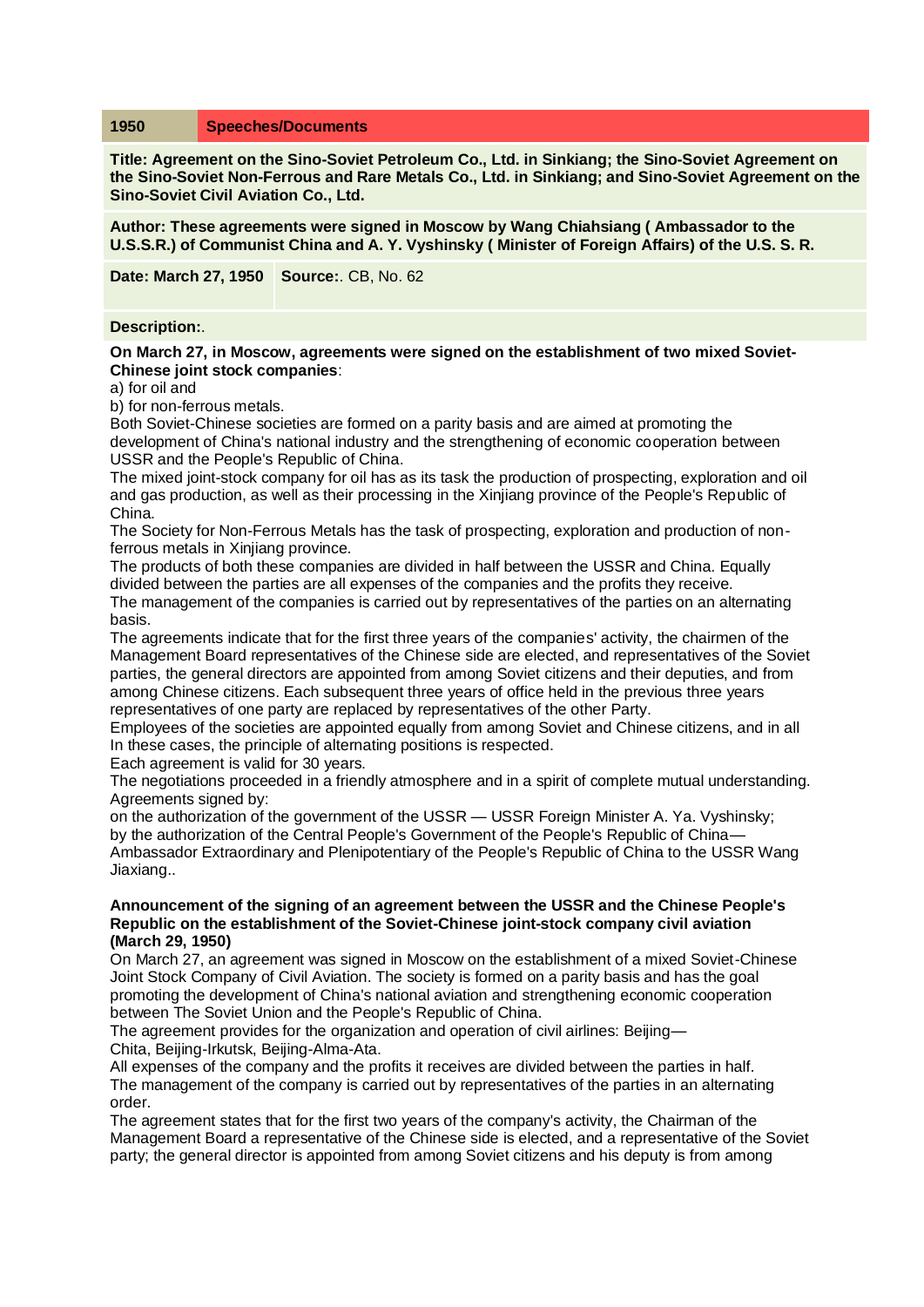| 1950 | Speeches/Documents |
| --- | --- |

**Title: Agreement on the Sino-Soviet Petroleum Co., Ltd. in Sinkiang; the Sino-Soviet Agreement on the Sino-Soviet Non-Ferrous and Rare Metals Co., Ltd. in Sinkiang; and Sino-Soviet Agreement on the Sino-Soviet Civil Aviation Co., Ltd.**

**Author: These agreements were signed in Moscow by Wang Chiahsiang ( Ambassador to the U.S.S.R.) of Communist China and A. Y. Vyshinsky ( Minister of Foreign Affairs) of the U.S. S. R.**

**Date: March 27, 1950** **Source:**. CB, No. 62

**Description:**.

**On March 27, in Moscow, agreements were signed on the establishment of two mixed Soviet-Chinese joint stock companies**:
a) for oil and
b) for non-ferrous metals.
Both Soviet-Chinese societies are formed on a parity basis and are aimed at promoting the development of China's national industry and the strengthening of economic cooperation between USSR and the People's Republic of China.
The mixed joint-stock company for oil has as its task the production of prospecting, exploration and oil and gas production, as well as their processing in the Xinjiang province of the People's Republic of China.
The Society for Non-Ferrous Metals has the task of prospecting, exploration and production of non-ferrous metals in Xinjiang province.
The products of both these companies are divided in half between the USSR and China. Equally divided between the parties are all expenses of the companies and the profits they receive.
The management of the companies is carried out by representatives of the parties on an alternating basis.
The agreements indicate that for the first three years of the companies' activity, the chairmen of the Management Board representatives of the Chinese side are elected, and representatives of the Soviet parties, the general directors are appointed from among Soviet citizens and their deputies, and from among Chinese citizens. Each subsequent three years of office held in the previous three years representatives of one party are replaced by representatives of the other Party.
Employees of the societies are appointed equally from among Soviet and Chinese citizens, and in all In these cases, the principle of alternating positions is respected.
Each agreement is valid for 30 years.
The negotiations proceeded in a friendly atmosphere and in a spirit of complete mutual understanding.
Agreements signed by:
on the authorization of the government of the USSR — USSR Foreign Minister A. Ya. Vyshinsky;
by the authorization of the Central People's Government of the People's Republic of China—
Ambassador Extraordinary and Plenipotentiary of the People's Republic of China to the USSR Wang Jiaxiang..

**Announcement of the signing of an agreement between the USSR and the Chinese People's Republic on the establishment of the Soviet-Chinese joint-stock company civil aviation (March 29, 1950)**

On March 27, an agreement was signed in Moscow on the establishment of a mixed Soviet-Chinese Joint Stock Company of Civil Aviation. The society is formed on a parity basis and has the goal promoting the development of China's national aviation and strengthening economic cooperation between The Soviet Union and the People's Republic of China.
The agreement provides for the organization and operation of civil airlines: Beijing—
Chita, Beijing-Irkutsk, Beijing-Alma-Ata.
All expenses of the company and the profits it receives are divided between the parties in half.
The management of the company is carried out by representatives of the parties in an alternating order.
The agreement states that for the first two years of the company's activity, the Chairman of the Management Board a representative of the Chinese side is elected, and a representative of the Soviet party; the general director is appointed from among Soviet citizens and his deputy is from among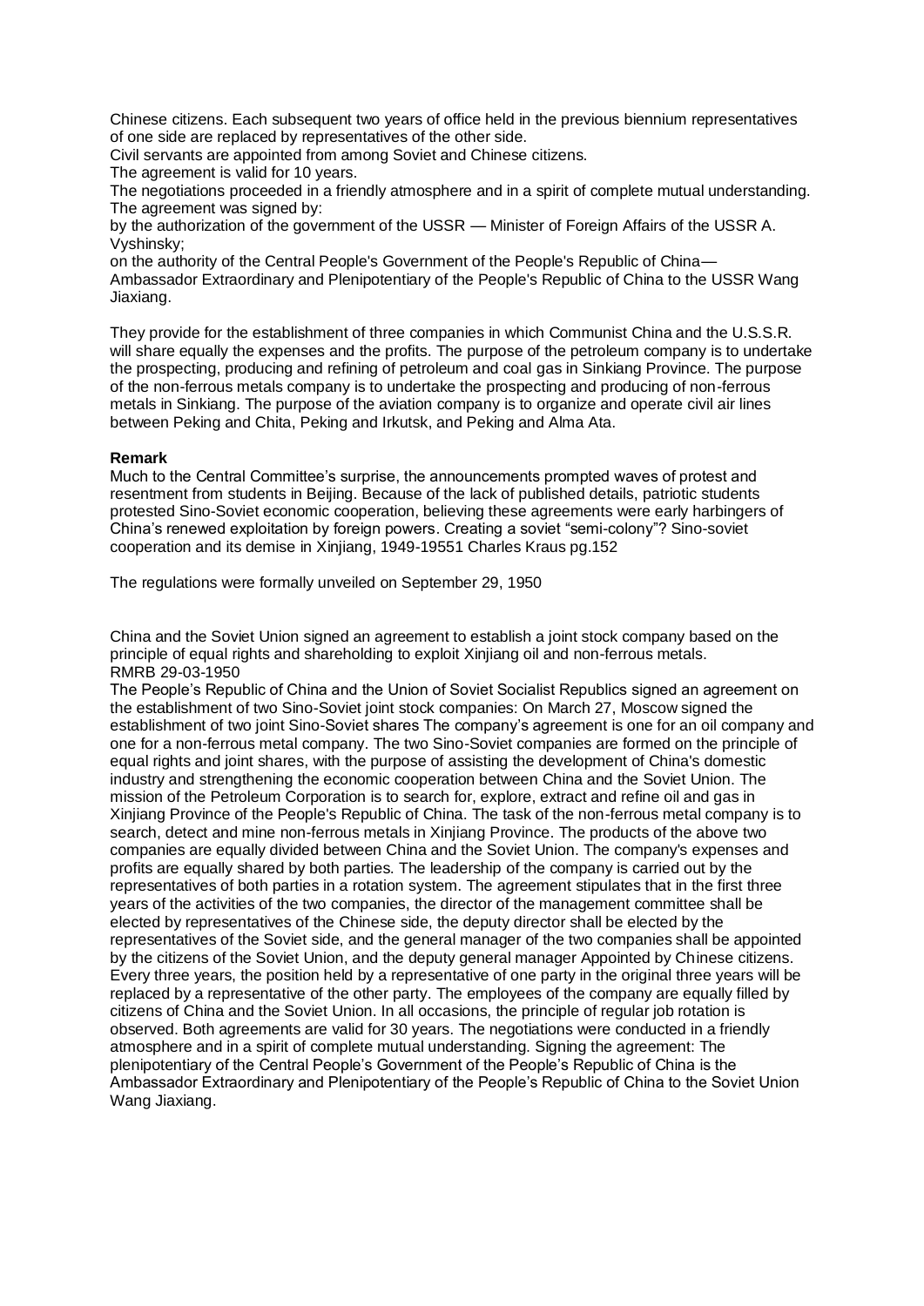Chinese citizens. Each subsequent two years of office held in the previous biennium representatives of one side are replaced by representatives of the other side.

Civil servants are appointed from among Soviet and Chinese citizens.

The agreement is valid for 10 years.

The negotiations proceeded in a friendly atmosphere and in a spirit of complete mutual understanding.

The agreement was signed by:

by the authorization of the government of the USSR — Minister of Foreign Affairs of the USSR A. Vyshinsky;

on the authority of the Central People's Government of the People's Republic of China— Ambassador Extraordinary and Plenipotentiary of the People's Republic of China to the USSR Wang Jiaxiang.

They provide for the establishment of three companies in which Communist China and the U.S.S.R. will share equally the expenses and the profits. The purpose of the petroleum company is to undertake the prospecting, producing and refining of petroleum and coal gas in Sinkiang Province. The purpose of the non-ferrous metals company is to undertake the prospecting and producing of non-ferrous metals in Sinkiang. The purpose of the aviation company is to organize and operate civil air lines between Peking and Chita, Peking and Irkutsk, and Peking and Alma Ata.

**Remark**

Much to the Central Committee's surprise, the announcements prompted waves of protest and resentment from students in Beijing. Because of the lack of published details, patriotic students protested Sino-Soviet economic cooperation, believing these agreements were early harbingers of China's renewed exploitation by foreign powers. Creating a soviet "semi-colony"? Sino-soviet cooperation and its demise in Xinjiang, 1949-19551 Charles Kraus pg.152

The regulations were formally unveiled on September 29, 1950

China and the Soviet Union signed an agreement to establish a joint stock company based on the principle of equal rights and shareholding to exploit Xinjiang oil and non-ferrous metals.
RMRB 29-03-1950

The People's Republic of China and the Union of Soviet Socialist Republics signed an agreement on the establishment of two Sino-Soviet joint stock companies: On March 27, Moscow signed the establishment of two joint Sino-Soviet shares The company's agreement is one for an oil company and one for a non-ferrous metal company. The two Sino-Soviet companies are formed on the principle of equal rights and joint shares, with the purpose of assisting the development of China's domestic industry and strengthening the economic cooperation between China and the Soviet Union. The mission of the Petroleum Corporation is to search for, explore, extract and refine oil and gas in Xinjiang Province of the People's Republic of China. The task of the non-ferrous metal company is to search, detect and mine non-ferrous metals in Xinjiang Province. The products of the above two companies are equally divided between China and the Soviet Union. The company's expenses and profits are equally shared by both parties. The leadership of the company is carried out by the representatives of both parties in a rotation system. The agreement stipulates that in the first three years of the activities of the two companies, the director of the management committee shall be elected by representatives of the Chinese side, the deputy director shall be elected by the representatives of the Soviet side, and the general manager of the two companies shall be appointed by the citizens of the Soviet Union, and the deputy general manager Appointed by Chinese citizens. Every three years, the position held by a representative of one party in the original three years will be replaced by a representative of the other party. The employees of the company are equally filled by citizens of China and the Soviet Union. In all occasions, the principle of regular job rotation is observed. Both agreements are valid for 30 years. The negotiations were conducted in a friendly atmosphere and in a spirit of complete mutual understanding. Signing the agreement: The plenipotentiary of the Central People's Government of the People's Republic of China is the Ambassador Extraordinary and Plenipotentiary of the People's Republic of China to the Soviet Union Wang Jiaxiang.